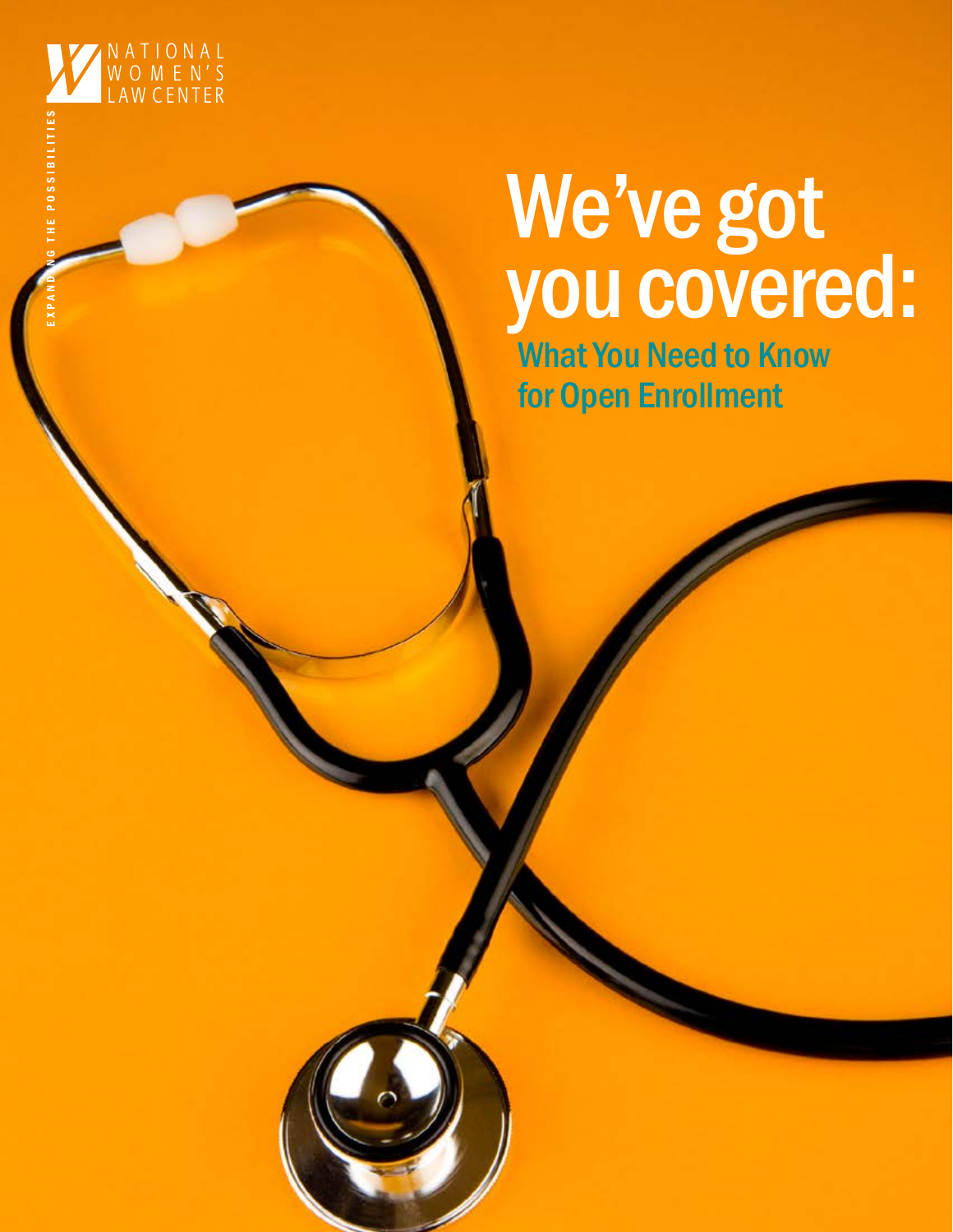NATIONAL WOMEN'S LAW CENTER

EXPANDING THE POSSIBILITIES

# We've got you covered:

## What You Need to Know for Open Enrollment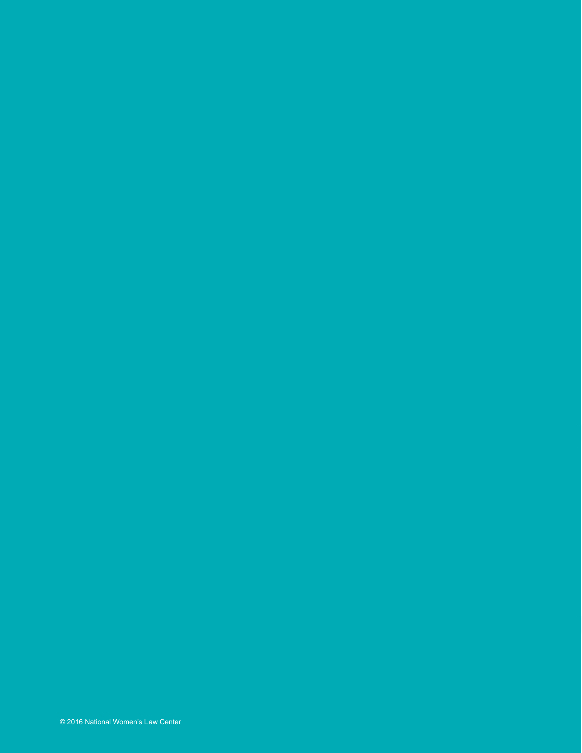© 2016 National Women's Law Center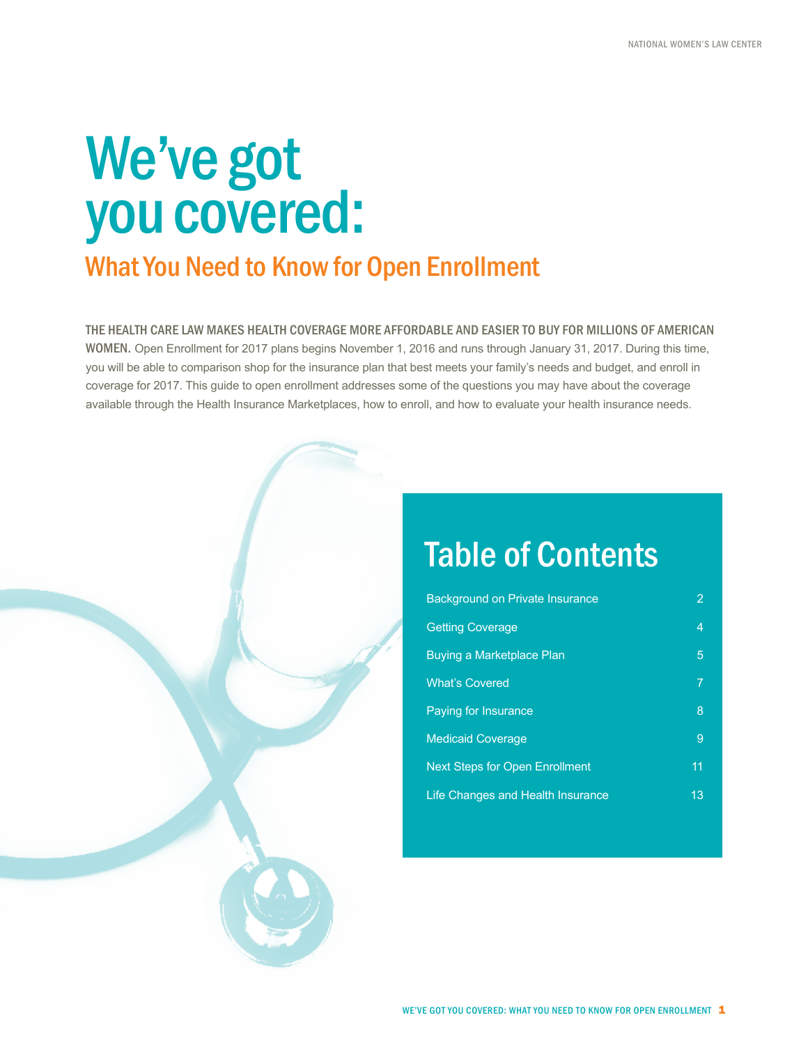# We've got you covered:

## What You Need to Know for Open Enrollment

**THE HEALTH CARE LAW MAKES HEALTH COVERAGE MORE AFFORDABLE AND EASIER TO BUY FOR MILLIONS OF AMERICAN WOMEN.** Open Enrollment for 2017 plans begins November 1, 2016 and runs through January 31, 2017. During this time, you will be able to comparison shop for the insurance plan that best meets your family's needs and budget, and enroll in coverage for 2017. This guide to open enrollment addresses some of the questions you may have about the coverage available through the Health Insurance Marketplaces, how to enroll, and how to evaluate your health insurance needs.

## Table of Contents

| | |
|---|---|
| Background on Private Insurance | 2 |
| Getting Coverage | 4 |
| Buying a Marketplace Plan | 5 |
| What's Covered | 7 |
| Paying for Insurance | 8 |
| Medicaid Coverage | 9 |
| Next Steps for Open Enrollment | 11 |
| Life Changes and Health Insurance | 13 |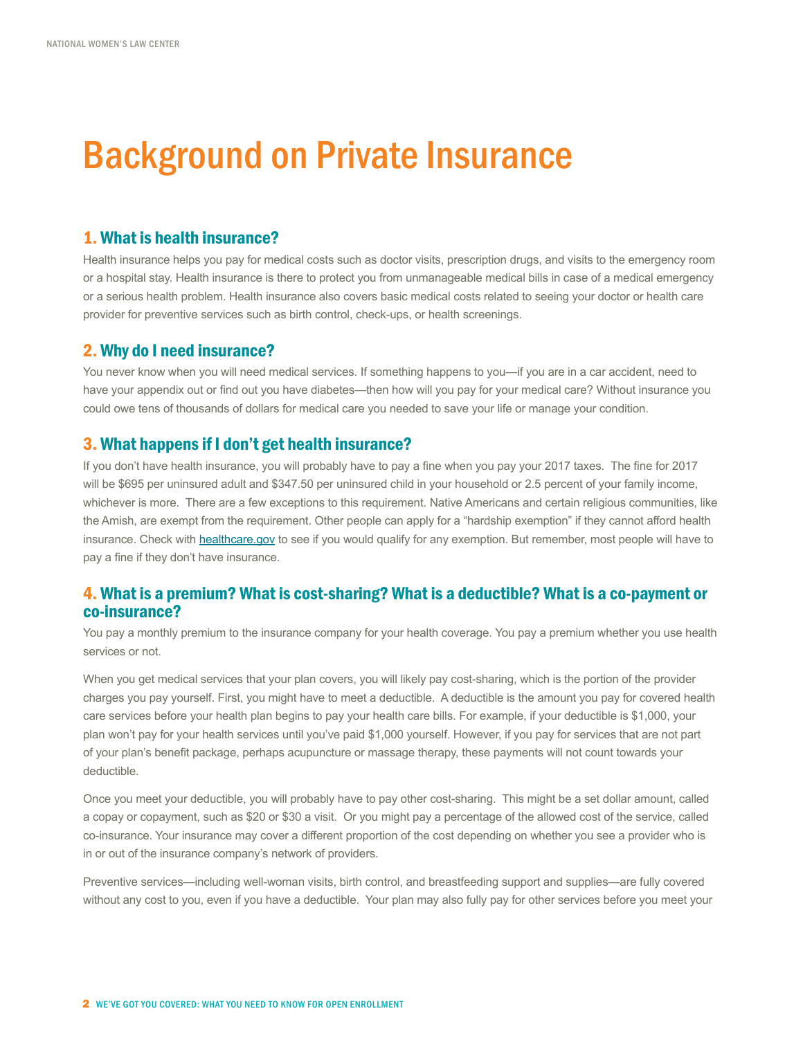# Background on Private Insurance

## 1. What is health insurance?

Health insurance helps you pay for medical costs such as doctor visits, prescription drugs, and visits to the emergency room or a hospital stay. Health insurance is there to protect you from unmanageable medical bills in case of a medical emergency or a serious health problem. Health insurance also covers basic medical costs related to seeing your doctor or health care provider for preventive services such as birth control, check-ups, or health screenings.

## 2. Why do I need insurance?

You never know when you will need medical services. If something happens to you—if you are in a car accident, need to have your appendix out or find out you have diabetes—then how will you pay for your medical care? Without insurance you could owe tens of thousands of dollars for medical care you needed to save your life or manage your condition.

## 3. What happens if I don't get health insurance?

If you don't have health insurance, you will probably have to pay a fine when you pay your 2017 taxes. The fine for 2017 will be $695 per uninsured adult and $347.50 per uninsured child in your household or 2.5 percent of your family income, whichever is more. There are a few exceptions to this requirement. Native Americans and certain religious communities, like the Amish, are exempt from the requirement. Other people can apply for a "hardship exemption" if they cannot afford health insurance. Check with healthcare.gov to see if you would qualify for any exemption. But remember, most people will have to pay a fine if they don't have insurance.

## 4. What is a premium? What is cost-sharing? What is a deductible? What is a co-payment or co-insurance?

You pay a monthly premium to the insurance company for your health coverage. You pay a premium whether you use health services or not.

When you get medical services that your plan covers, you will likely pay cost-sharing, which is the portion of the provider charges you pay yourself. First, you might have to meet a deductible. A deductible is the amount you pay for covered health care services before your health plan begins to pay your health care bills. For example, if your deductible is $1,000, your plan won't pay for your health services until you've paid $1,000 yourself. However, if you pay for services that are not part of your plan's benefit package, perhaps acupuncture or massage therapy, these payments will not count towards your deductible.

Once you meet your deductible, you will probably have to pay other cost-sharing. This might be a set dollar amount, called a copay or copayment, such as $20 or $30 a visit. Or you might pay a percentage of the allowed cost of the service, called co-insurance. Your insurance may cover a different proportion of the cost depending on whether you see a provider who is in or out of the insurance company's network of providers.

Preventive services—including well-woman visits, birth control, and breastfeeding support and supplies—are fully covered without any cost to you, even if you have a deductible. Your plan may also fully pay for other services before you meet your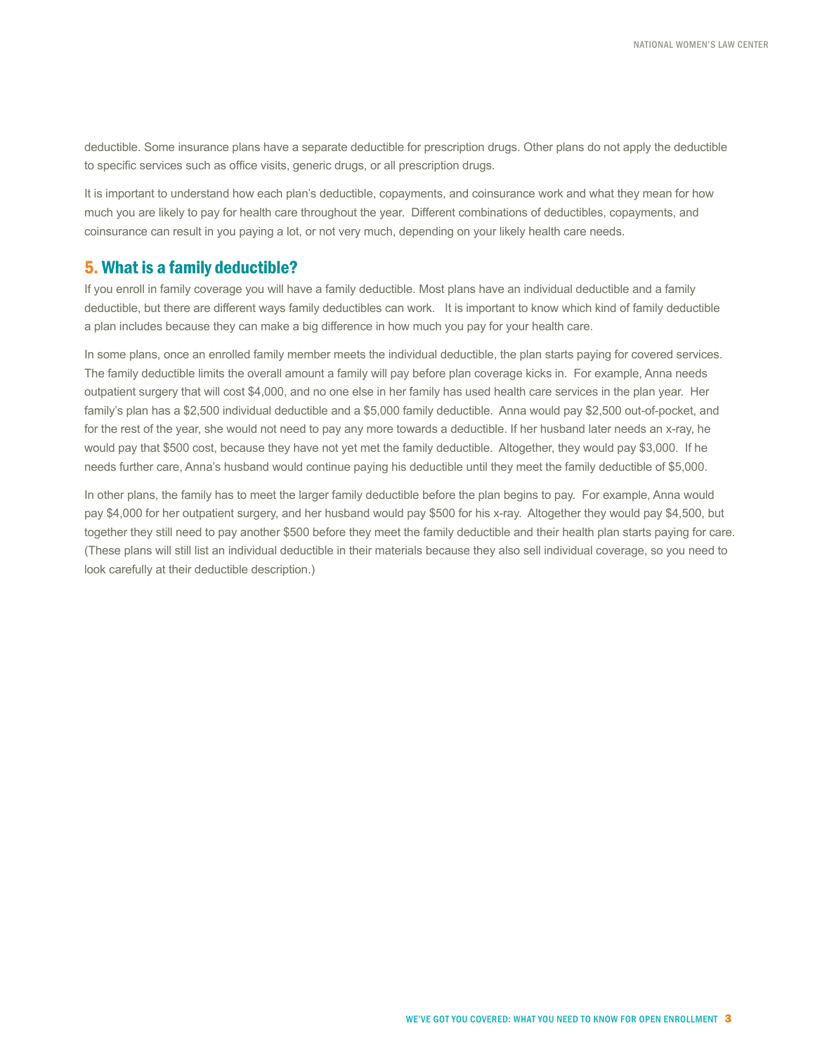deductible. Some insurance plans have a separate deductible for prescription drugs. Other plans do not apply the deductible to specific services such as office visits, generic drugs, or all prescription drugs.

It is important to understand how each plan's deductible, copayments, and coinsurance work and what they mean for how much you are likely to pay for health care throughout the year. Different combinations of deductibles, copayments, and coinsurance can result in you paying a lot, or not very much, depending on your likely health care needs.

## 5. What is a family deductible?

If you enroll in family coverage you will have a family deductible. Most plans have an individual deductible and a family deductible, but there are different ways family deductibles can work. It is important to know which kind of family deductible a plan includes because they can make a big difference in how much you pay for your health care.

In some plans, once an enrolled family member meets the individual deductible, the plan starts paying for covered services. The family deductible limits the overall amount a family will pay before plan coverage kicks in. For example, Anna needs outpatient surgery that will cost $4,000, and no one else in her family has used health care services in the plan year. Her family's plan has a $2,500 individual deductible and a $5,000 family deductible. Anna would pay $2,500 out-of-pocket, and for the rest of the year, she would not need to pay any more towards a deductible. If her husband later needs an x-ray, he would pay that $500 cost, because they have not yet met the family deductible. Altogether, they would pay $3,000. If he needs further care, Anna's husband would continue paying his deductible until they meet the family deductible of $5,000.

In other plans, the family has to meet the larger family deductible before the plan begins to pay. For example, Anna would pay $4,000 for her outpatient surgery, and her husband would pay $500 for his x-ray. Altogether they would pay $4,500, but together they still need to pay another $500 before they meet the family deductible and their health plan starts paying for care. (These plans will still list an individual deductible in their materials because they also sell individual coverage, so you need to look carefully at their deductible description.)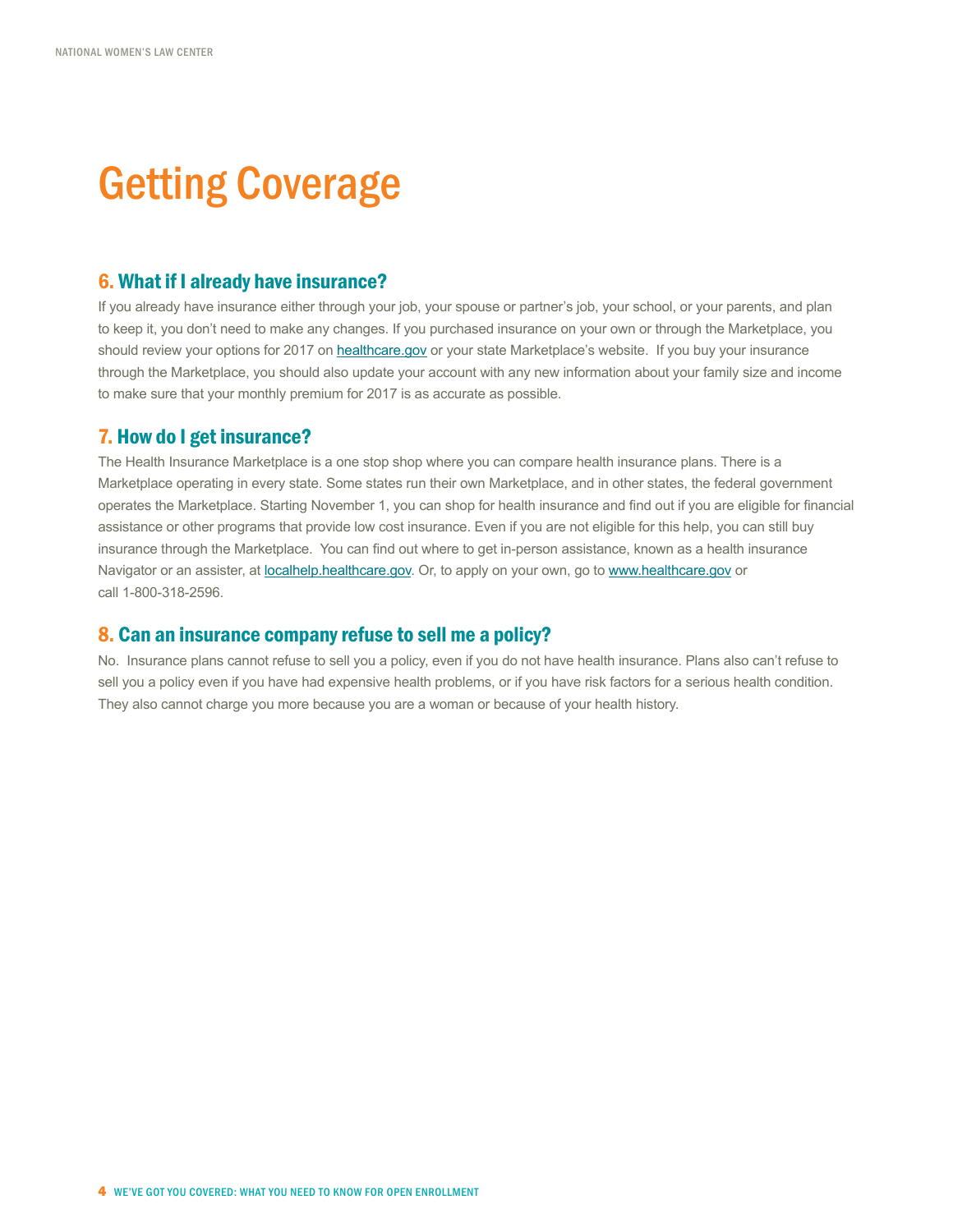# Getting Coverage

## 6. What if I already have insurance?

If you already have insurance either through your job, your spouse or partner's job, your school, or your parents, and plan to keep it, you don't need to make any changes. If you purchased insurance on your own or through the Marketplace, you should review your options for 2017 on healthcare.gov or your state Marketplace's website. If you buy your insurance through the Marketplace, you should also update your account with any new information about your family size and income to make sure that your monthly premium for 2017 is as accurate as possible.

## 7. How do I get insurance?

The Health Insurance Marketplace is a one stop shop where you can compare health insurance plans. There is a Marketplace operating in every state. Some states run their own Marketplace, and in other states, the federal government operates the Marketplace. Starting November 1, you can shop for health insurance and find out if you are eligible for financial assistance or other programs that provide low cost insurance. Even if you are not eligible for this help, you can still buy insurance through the Marketplace. You can find out where to get in-person assistance, known as a health insurance Navigator or an assister, at localhelp.healthcare.gov. Or, to apply on your own, go to www.healthcare.gov or call 1-800-318-2596.

## 8. Can an insurance company refuse to sell me a policy?

No. Insurance plans cannot refuse to sell you a policy, even if you do not have health insurance. Plans also can't refuse to sell you a policy even if you have had expensive health problems, or if you have risk factors for a serious health condition. They also cannot charge you more because you are a woman or because of your health history.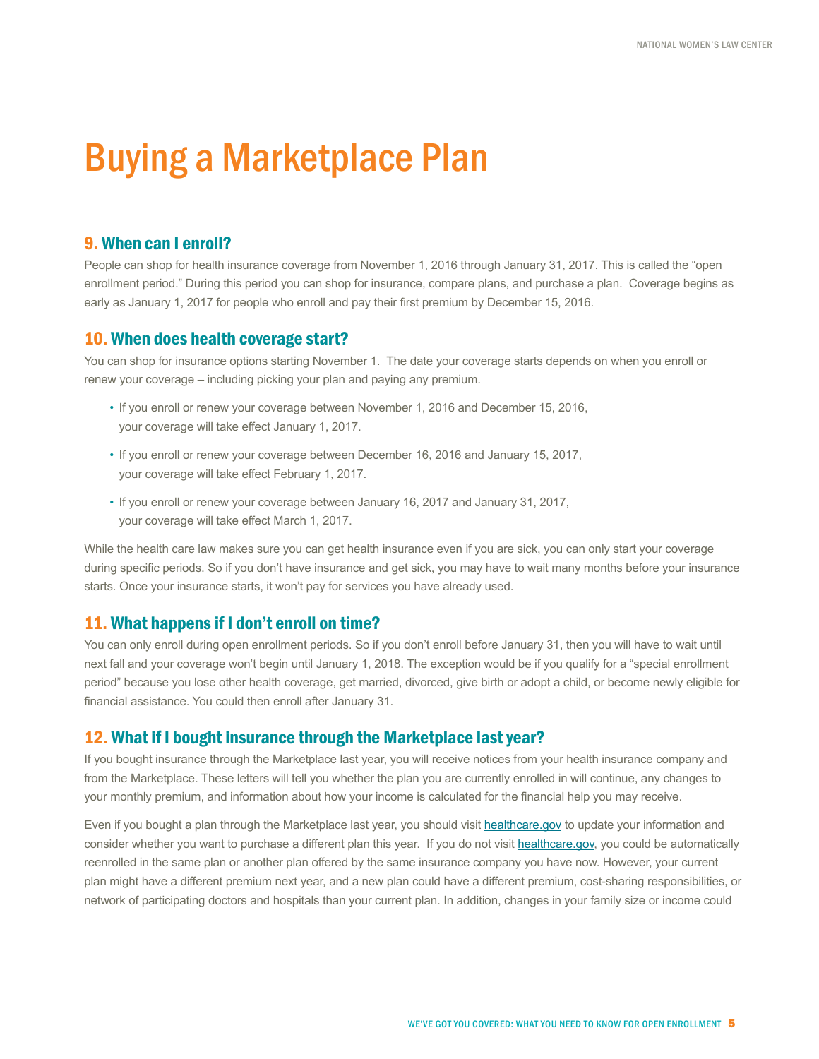# Buying a Marketplace Plan

## 9. When can I enroll?

People can shop for health insurance coverage from November 1, 2016 through January 31, 2017. This is called the "open enrollment period." During this period you can shop for insurance, compare plans, and purchase a plan. Coverage begins as early as January 1, 2017 for people who enroll and pay their first premium by December 15, 2016.

## 10. When does health coverage start?

You can shop for insurance options starting November 1. The date your coverage starts depends on when you enroll or renew your coverage – including picking your plan and paying any premium.

- If you enroll or renew your coverage between November 1, 2016 and December 15, 2016, your coverage will take effect January 1, 2017.
- If you enroll or renew your coverage between December 16, 2016 and January 15, 2017, your coverage will take effect February 1, 2017.
- If you enroll or renew your coverage between January 16, 2017 and January 31, 2017, your coverage will take effect March 1, 2017.

While the health care law makes sure you can get health insurance even if you are sick, you can only start your coverage during specific periods. So if you don't have insurance and get sick, you may have to wait many months before your insurance starts. Once your insurance starts, it won't pay for services you have already used.

## 11. What happens if I don't enroll on time?

You can only enroll during open enrollment periods. So if you don't enroll before January 31, then you will have to wait until next fall and your coverage won't begin until January 1, 2018. The exception would be if you qualify for a "special enrollment period" because you lose other health coverage, get married, divorced, give birth or adopt a child, or become newly eligible for financial assistance. You could then enroll after January 31.

## 12. What if I bought insurance through the Marketplace last year?

If you bought insurance through the Marketplace last year, you will receive notices from your health insurance company and from the Marketplace. These letters will tell you whether the plan you are currently enrolled in will continue, any changes to your monthly premium, and information about how your income is calculated for the financial help you may receive.

Even if you bought a plan through the Marketplace last year, you should visit healthcare.gov to update your information and consider whether you want to purchase a different plan this year. If you do not visit healthcare.gov, you could be automatically reenrolled in the same plan or another plan offered by the same insurance company you have now. However, your current plan might have a different premium next year, and a new plan could have a different premium, cost-sharing responsibilities, or network of participating doctors and hospitals than your current plan. In addition, changes in your family size or income could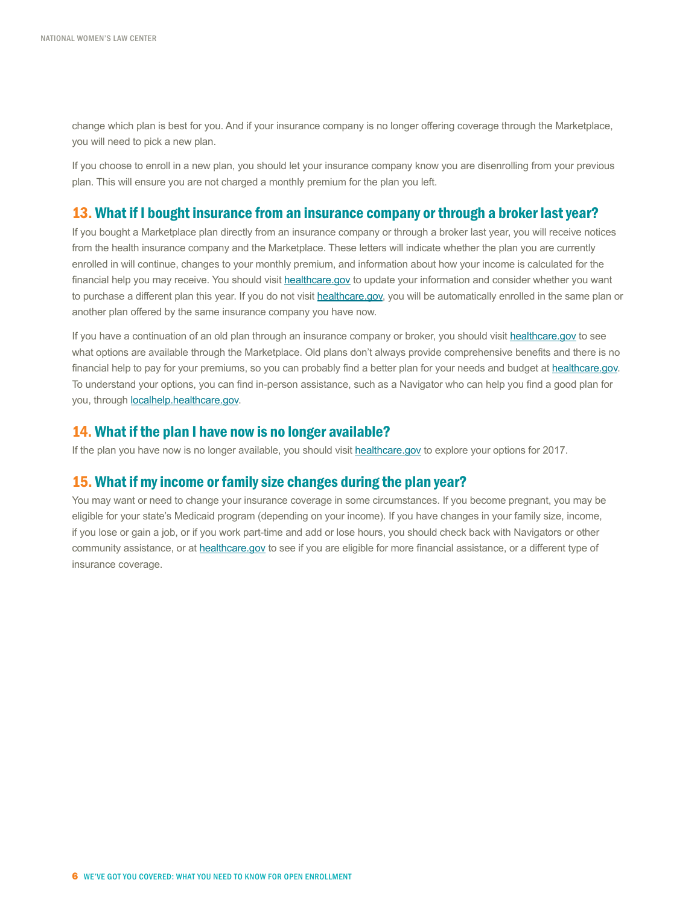change which plan is best for you. And if your insurance company is no longer offering coverage through the Marketplace, you will need to pick a new plan.

If you choose to enroll in a new plan, you should let your insurance company know you are disenrolling from your previous plan. This will ensure you are not charged a monthly premium for the plan you left.

## 13. What if I bought insurance from an insurance company or through a broker last year?

If you bought a Marketplace plan directly from an insurance company or through a broker last year, you will receive notices from the health insurance company and the Marketplace. These letters will indicate whether the plan you are currently enrolled in will continue, changes to your monthly premium, and information about how your income is calculated for the financial help you may receive. You should visit healthcare.gov to update your information and consider whether you want to purchase a different plan this year. If you do not visit healthcare.gov, you will be automatically enrolled in the same plan or another plan offered by the same insurance company you have now.

If you have a continuation of an old plan through an insurance company or broker, you should visit healthcare.gov to see what options are available through the Marketplace. Old plans don't always provide comprehensive benefits and there is no financial help to pay for your premiums, so you can probably find a better plan for your needs and budget at healthcare.gov. To understand your options, you can find in-person assistance, such as a Navigator who can help you find a good plan for you, through localhelp.healthcare.gov.

## 14. What if the plan I have now is no longer available?

If the plan you have now is no longer available, you should visit healthcare.gov to explore your options for 2017.

## 15. What if my income or family size changes during the plan year?

You may want or need to change your insurance coverage in some circumstances. If you become pregnant, you may be eligible for your state's Medicaid program (depending on your income). If you have changes in your family size, income, if you lose or gain a job, or if you work part-time and add or lose hours, you should check back with Navigators or other community assistance, or at healthcare.gov to see if you are eligible for more financial assistance, or a different type of insurance coverage.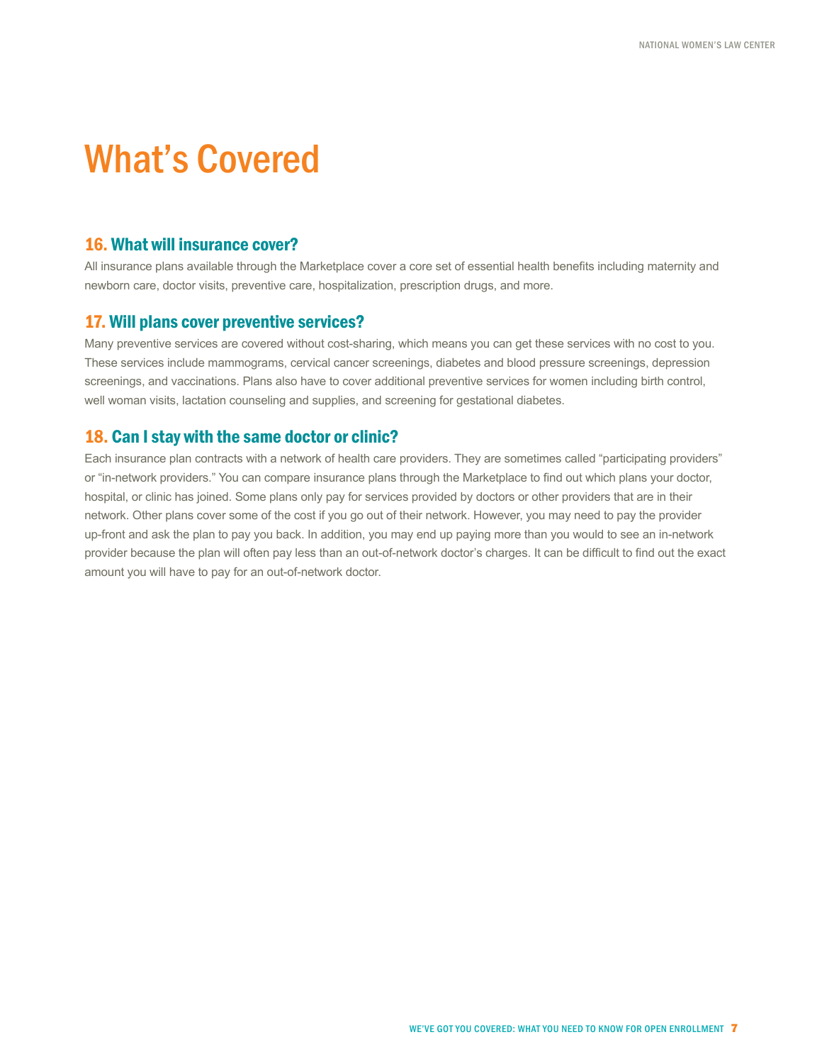# What's Covered

## 16. What will insurance cover?

All insurance plans available through the Marketplace cover a core set of essential health benefits including maternity and newborn care, doctor visits, preventive care, hospitalization, prescription drugs, and more.

## 17. Will plans cover preventive services?

Many preventive services are covered without cost-sharing, which means you can get these services with no cost to you. These services include mammograms, cervical cancer screenings, diabetes and blood pressure screenings, depression screenings, and vaccinations. Plans also have to cover additional preventive services for women including birth control, well woman visits, lactation counseling and supplies, and screening for gestational diabetes.

## 18. Can I stay with the same doctor or clinic?

Each insurance plan contracts with a network of health care providers. They are sometimes called "participating providers" or "in-network providers." You can compare insurance plans through the Marketplace to find out which plans your doctor, hospital, or clinic has joined. Some plans only pay for services provided by doctors or other providers that are in their network. Other plans cover some of the cost if you go out of their network. However, you may need to pay the provider up-front and ask the plan to pay you back. In addition, you may end up paying more than you would to see an in-network provider because the plan will often pay less than an out-of-network doctor's charges. It can be difficult to find out the exact amount you will have to pay for an out-of-network doctor.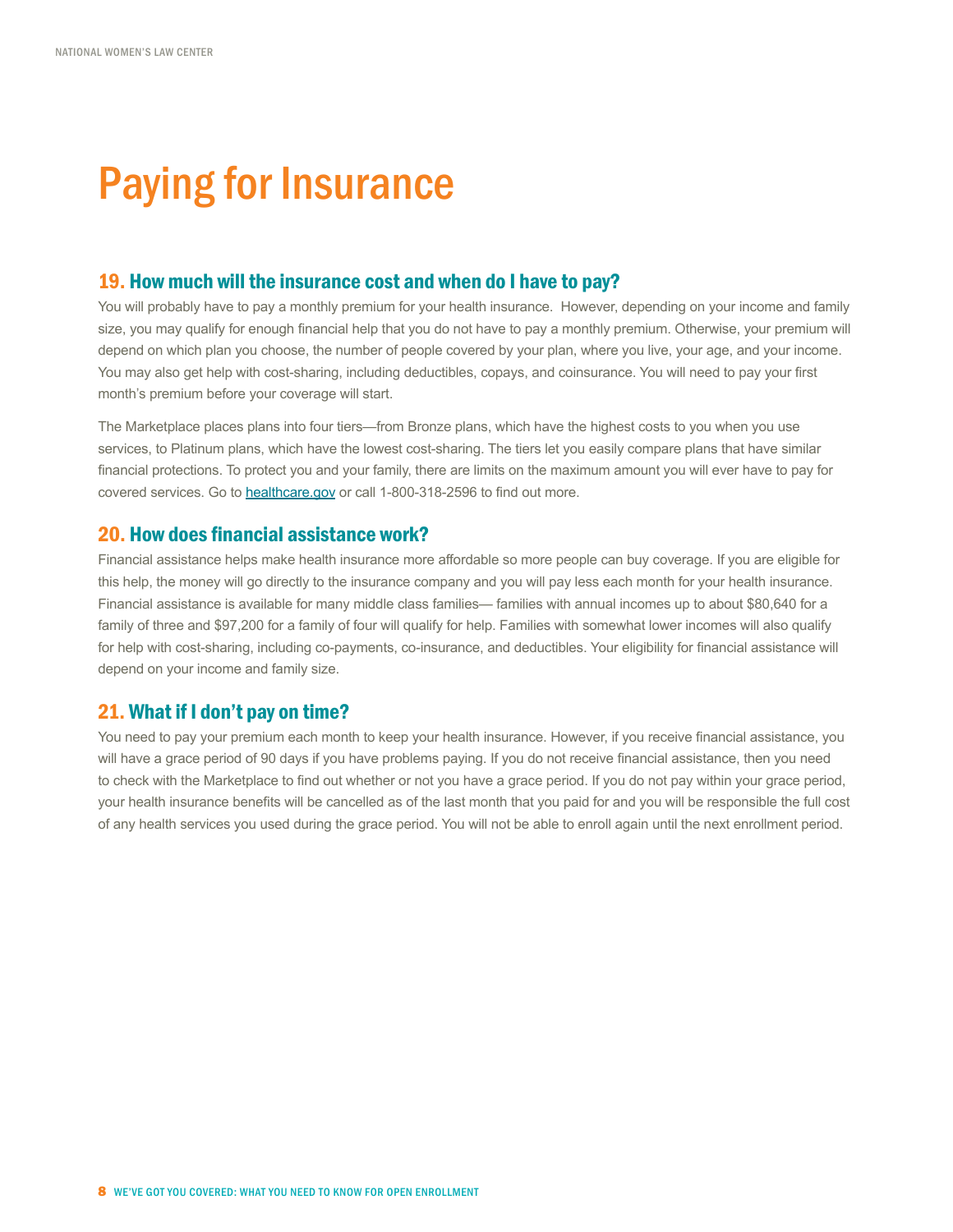# Paying for Insurance

## 19. How much will the insurance cost and when do I have to pay?

You will probably have to pay a monthly premium for your health insurance. However, depending on your income and family size, you may qualify for enough financial help that you do not have to pay a monthly premium. Otherwise, your premium will depend on which plan you choose, the number of people covered by your plan, where you live, your age, and your income. You may also get help with cost-sharing, including deductibles, copays, and coinsurance. You will need to pay your first month's premium before your coverage will start.

The Marketplace places plans into four tiers—from Bronze plans, which have the highest costs to you when you use services, to Platinum plans, which have the lowest cost-sharing. The tiers let you easily compare plans that have similar financial protections. To protect you and your family, there are limits on the maximum amount you will ever have to pay for covered services. Go to [healthcare.gov](healthcare.gov) or call 1-800-318-2596 to find out more.

## 20. How does financial assistance work?

Financial assistance helps make health insurance more affordable so more people can buy coverage. If you are eligible for this help, the money will go directly to the insurance company and you will pay less each month for your health insurance. Financial assistance is available for many middle class families— families with annual incomes up to about $80,640 for a family of three and $97,200 for a family of four will qualify for help. Families with somewhat lower incomes will also qualify for help with cost-sharing, including co-payments, co-insurance, and deductibles. Your eligibility for financial assistance will depend on your income and family size.

## 21. What if I don't pay on time?

You need to pay your premium each month to keep your health insurance. However, if you receive financial assistance, you will have a grace period of 90 days if you have problems paying. If you do not receive financial assistance, then you need to check with the Marketplace to find out whether or not you have a grace period. If you do not pay within your grace period, your health insurance benefits will be cancelled as of the last month that you paid for and you will be responsible the full cost of any health services you used during the grace period. You will not be able to enroll again until the next enrollment period.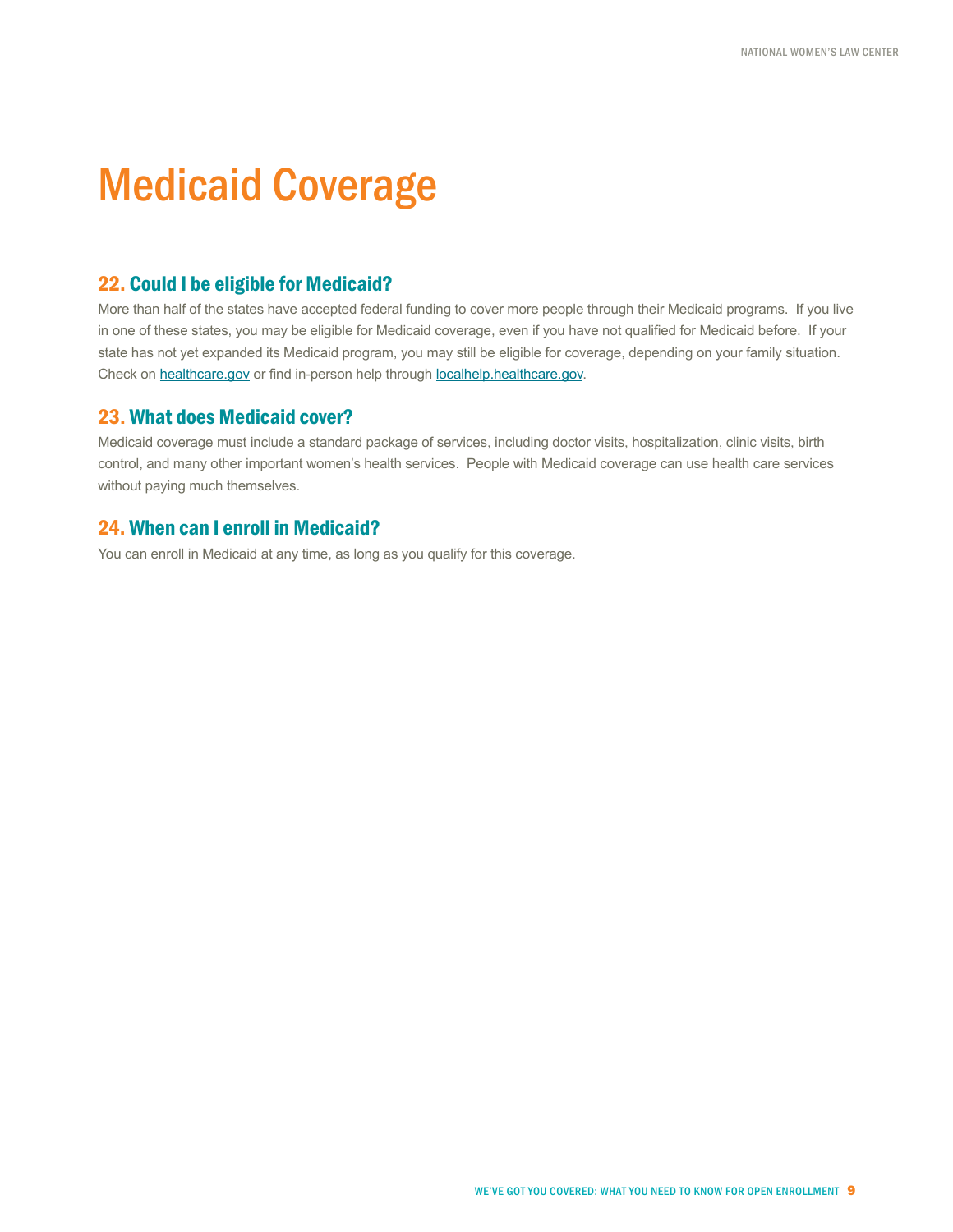# Medicaid Coverage

## 22. Could I be eligible for Medicaid?

More than half of the states have accepted federal funding to cover more people through their Medicaid programs. If you live in one of these states, you may be eligible for Medicaid coverage, even if you have not qualified for Medicaid before. If your state has not yet expanded its Medicaid program, you may still be eligible for coverage, depending on your family situation. Check on healthcare.gov or find in-person help through localhelp.healthcare.gov.

## 23. What does Medicaid cover?

Medicaid coverage must include a standard package of services, including doctor visits, hospitalization, clinic visits, birth control, and many other important women's health services. People with Medicaid coverage can use health care services without paying much themselves.

## 24. When can I enroll in Medicaid?

You can enroll in Medicaid at any time, as long as you qualify for this coverage.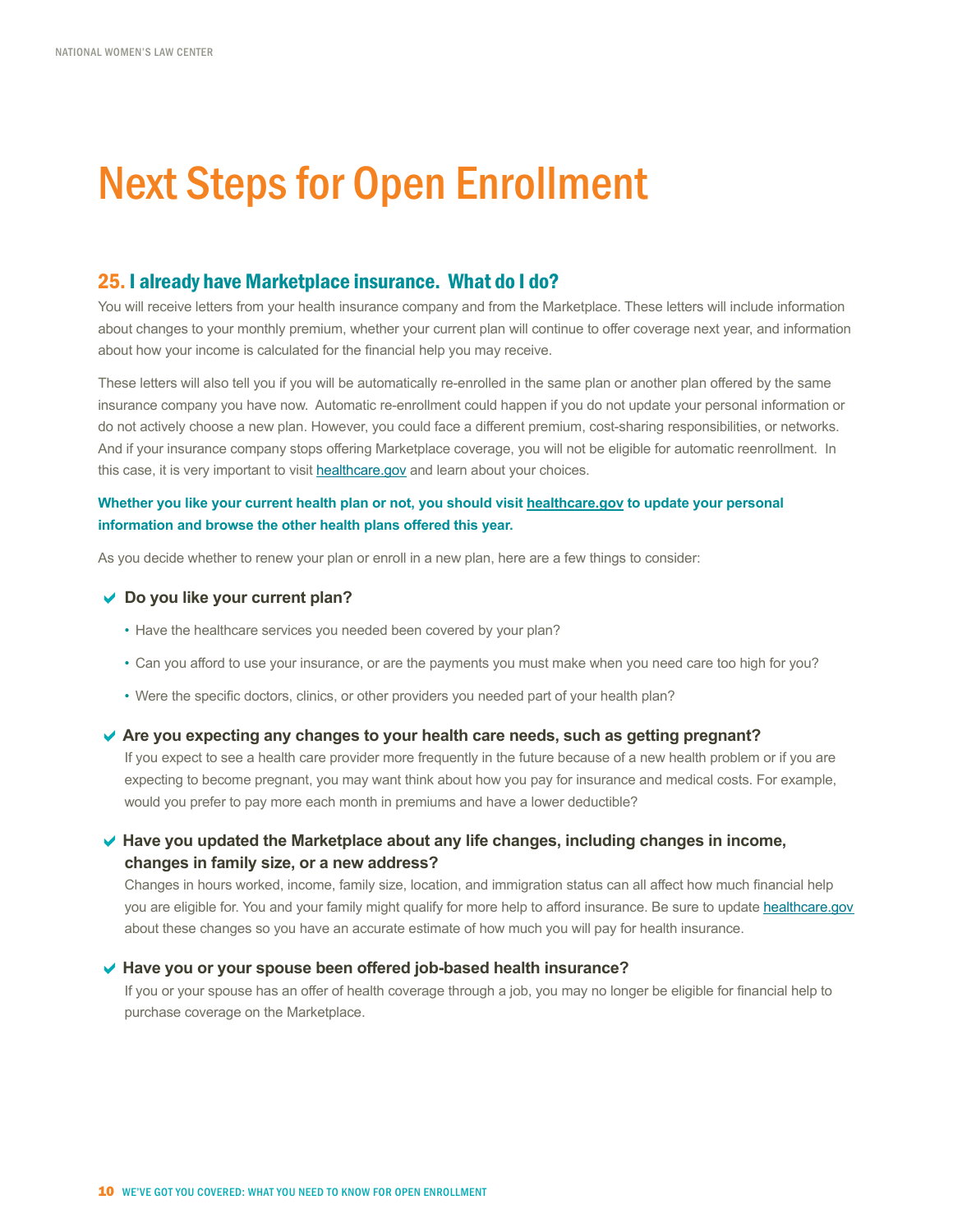# Next Steps for Open Enrollment

## 25. I already have Marketplace insurance. What do I do?

You will receive letters from your health insurance company and from the Marketplace. These letters will include information about changes to your monthly premium, whether your current plan will continue to offer coverage next year, and information about how your income is calculated for the financial help you may receive.

These letters will also tell you if you will be automatically re-enrolled in the same plan or another plan offered by the same insurance company you have now. Automatic re-enrollment could happen if you do not update your personal information or do not actively choose a new plan. However, you could face a different premium, cost-sharing responsibilities, or networks. And if your insurance company stops offering Marketplace coverage, you will not be eligible for automatic reenrollment. In this case, it is very important to visit healthcare.gov and learn about your choices.

**Whether you like your current health plan or not, you should visit healthcare.gov to update your personal information and browse the other health plans offered this year.**

As you decide whether to renew your plan or enroll in a new plan, here are a few things to consider:

- **Do you like your current plan?**
  - Have the healthcare services you needed been covered by your plan?
  - Can you afford to use your insurance, or are the payments you must make when you need care too high for you?
  - Were the specific doctors, clinics, or other providers you needed part of your health plan?

- **Are you expecting any changes to your health care needs, such as getting pregnant?**
  If you expect to see a health care provider more frequently in the future because of a new health problem or if you are expecting to become pregnant, you may want think about how you pay for insurance and medical costs. For example, would you prefer to pay more each month in premiums and have a lower deductible?

- **Have you updated the Marketplace about any life changes, including changes in income, changes in family size, or a new address?**
  Changes in hours worked, income, family size, location, and immigration status can all affect how much financial help you are eligible for. You and your family might qualify for more help to afford insurance. Be sure to update healthcare.gov about these changes so you have an accurate estimate of how much you will pay for health insurance.

- **Have you or your spouse been offered job-based health insurance?**
  If you or your spouse has an offer of health coverage through a job, you may no longer be eligible for financial help to purchase coverage on the Marketplace.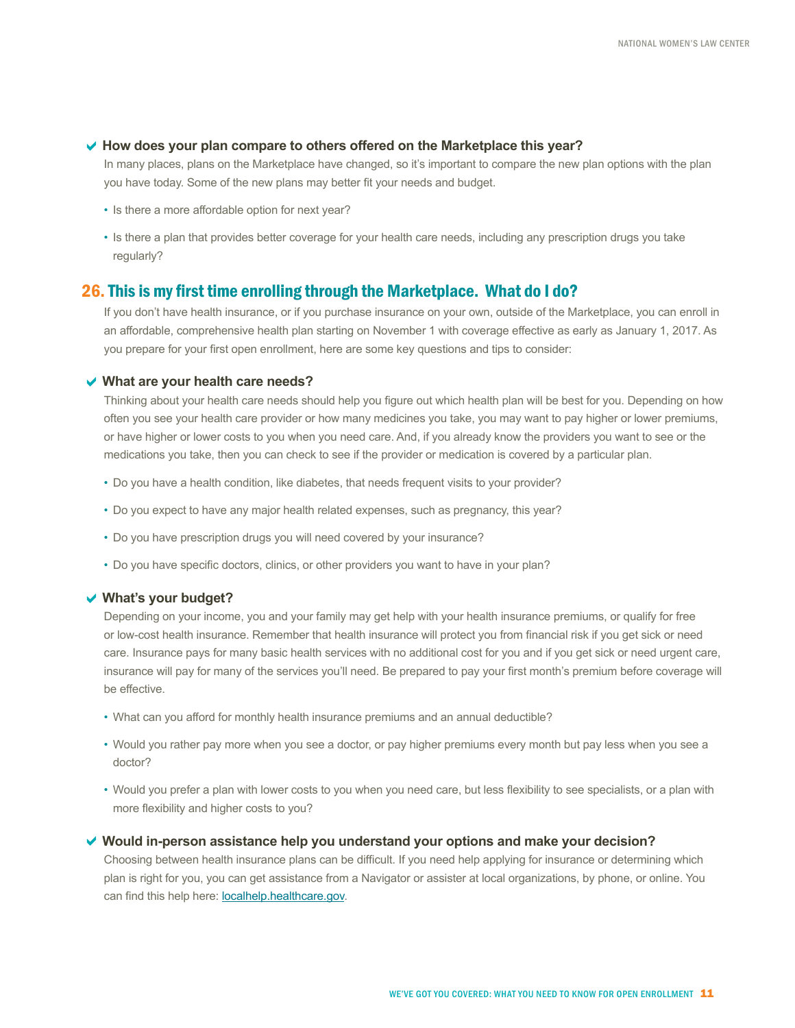### ✔ How does your plan compare to others offered on the Marketplace this year?

In many places, plans on the Marketplace have changed, so it's important to compare the new plan options with the plan you have today. Some of the new plans may better fit your needs and budget.

- Is there a more affordable option for next year?
- Is there a plan that provides better coverage for your health care needs, including any prescription drugs you take regularly?

## 26. This is my first time enrolling through the Marketplace. What do I do?

If you don't have health insurance, or if you purchase insurance on your own, outside of the Marketplace, you can enroll in an affordable, comprehensive health plan starting on November 1 with coverage effective as early as January 1, 2017. As you prepare for your first open enrollment, here are some key questions and tips to consider:

### ✔ What are your health care needs?

Thinking about your health care needs should help you figure out which health plan will be best for you. Depending on how often you see your health care provider or how many medicines you take, you may want to pay higher or lower premiums, or have higher or lower costs to you when you need care. And, if you already know the providers you want to see or the medications you take, then you can check to see if the provider or medication is covered by a particular plan.

- Do you have a health condition, like diabetes, that needs frequent visits to your provider?
- Do you expect to have any major health related expenses, such as pregnancy, this year?
- Do you have prescription drugs you will need covered by your insurance?
- Do you have specific doctors, clinics, or other providers you want to have in your plan?

### ✔ What's your budget?

Depending on your income, you and your family may get help with your health insurance premiums, or qualify for free or low-cost health insurance. Remember that health insurance will protect you from financial risk if you get sick or need care. Insurance pays for many basic health services with no additional cost for you and if you get sick or need urgent care, insurance will pay for many of the services you'll need. Be prepared to pay your first month's premium before coverage will be effective.

- What can you afford for monthly health insurance premiums and an annual deductible?
- Would you rather pay more when you see a doctor, or pay higher premiums every month but pay less when you see a doctor?
- Would you prefer a plan with lower costs to you when you need care, but less flexibility to see specialists, or a plan with more flexibility and higher costs to you?

### ✔ Would in-person assistance help you understand your options and make your decision?

Choosing between health insurance plans can be difficult. If you need help applying for insurance or determining which plan is right for you, you can get assistance from a Navigator or assister at local organizations, by phone, or online. You can find this help here: localhelp.healthcare.gov.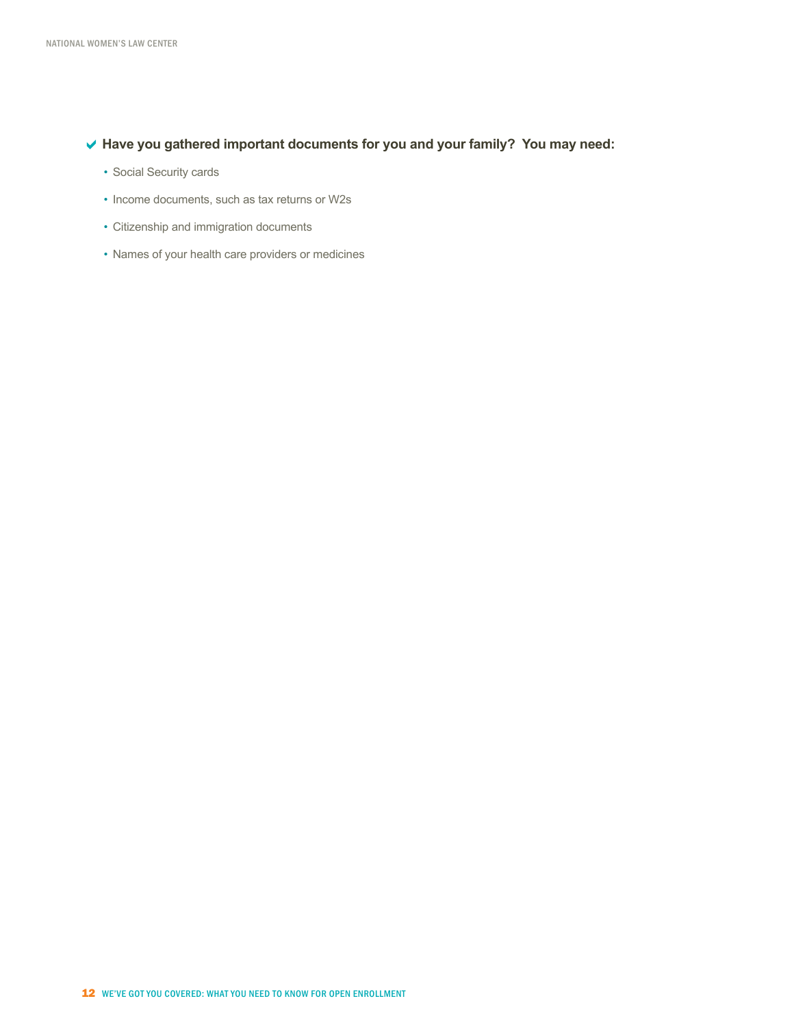**✔ Have you gathered important documents for you and your family? You may need:**

- Social Security cards
- Income documents, such as tax returns or W2s
- Citizenship and immigration documents
- Names of your health care providers or medicines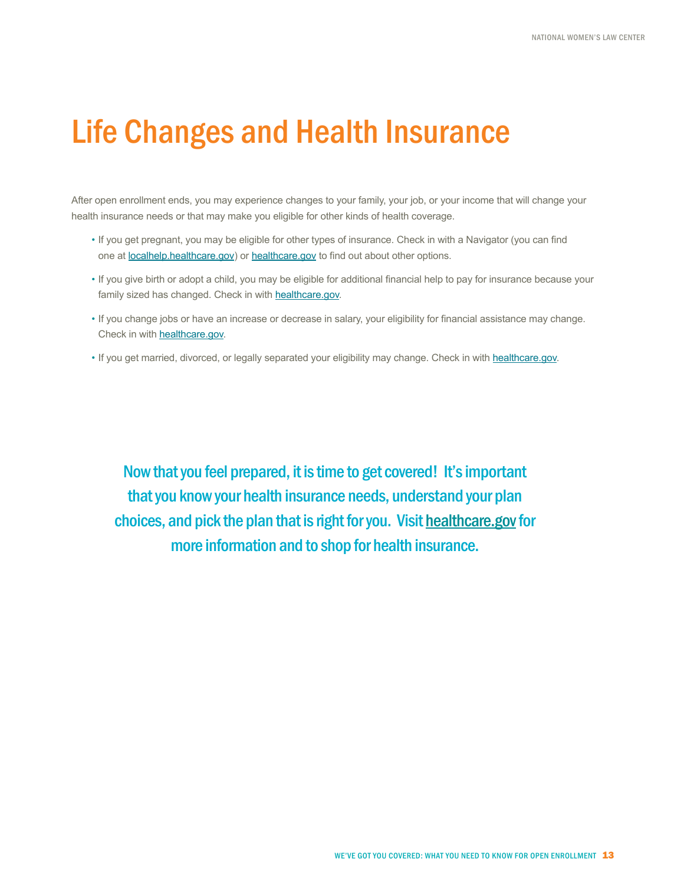# Life Changes and Health Insurance

After open enrollment ends, you may experience changes to your family, your job, or your income that will change your health insurance needs or that may make you eligible for other kinds of health coverage.

- If you get pregnant, you may be eligible for other types of insurance. Check in with a Navigator (you can find one at localhelp.healthcare.gov) or healthcare.gov to find out about other options.
- If you give birth or adopt a child, you may be eligible for additional financial help to pay for insurance because your family sized has changed. Check in with healthcare.gov.
- If you change jobs or have an increase or decrease in salary, your eligibility for financial assistance may change. Check in with healthcare.gov.
- If you get married, divorced, or legally separated your eligibility may change. Check in with healthcare.gov.

**Now that you feel prepared, it is time to get covered! It's important that you know your health insurance needs, understand your plan choices, and pick the plan that is right for you. Visit healthcare.gov for more information and to shop for health insurance.**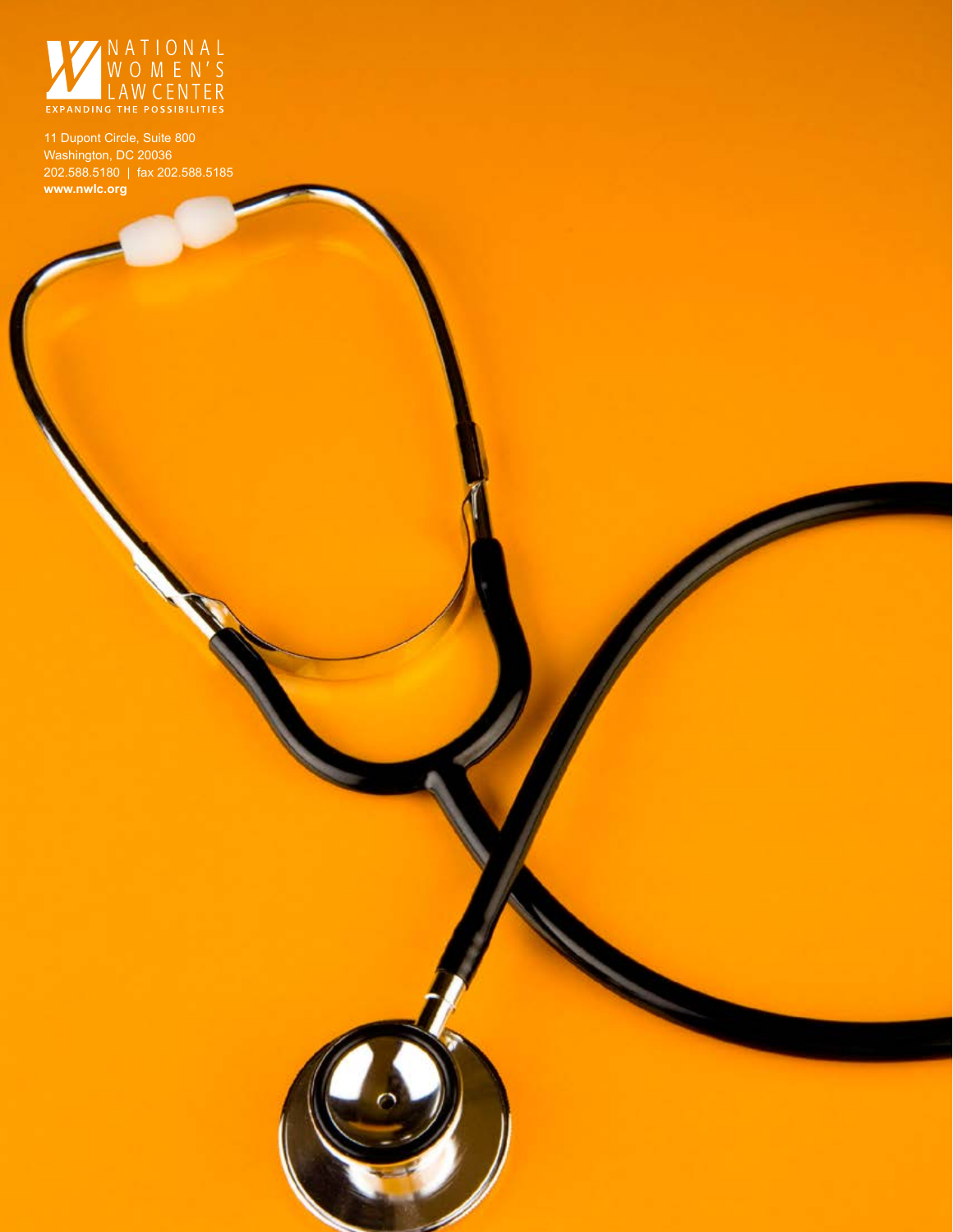NATIONAL
WOMEN'S
LAW CENTER
EXPANDING THE POSSIBILITIES

11 Dupont Circle, Suite 800
Washington, DC 20036
202.588.5180 | fax 202.588.5185
**www.nwlc.org**